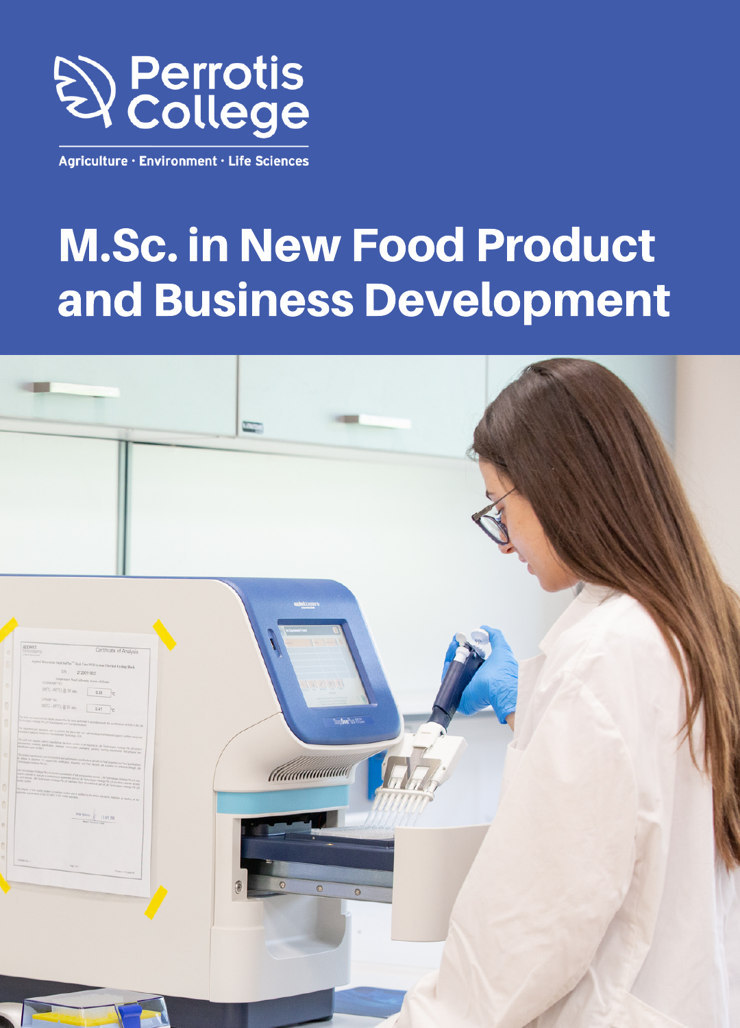Perrotis College

Agriculture · Environment · Life Sciences

# M.Sc. in New Food Product and Business Development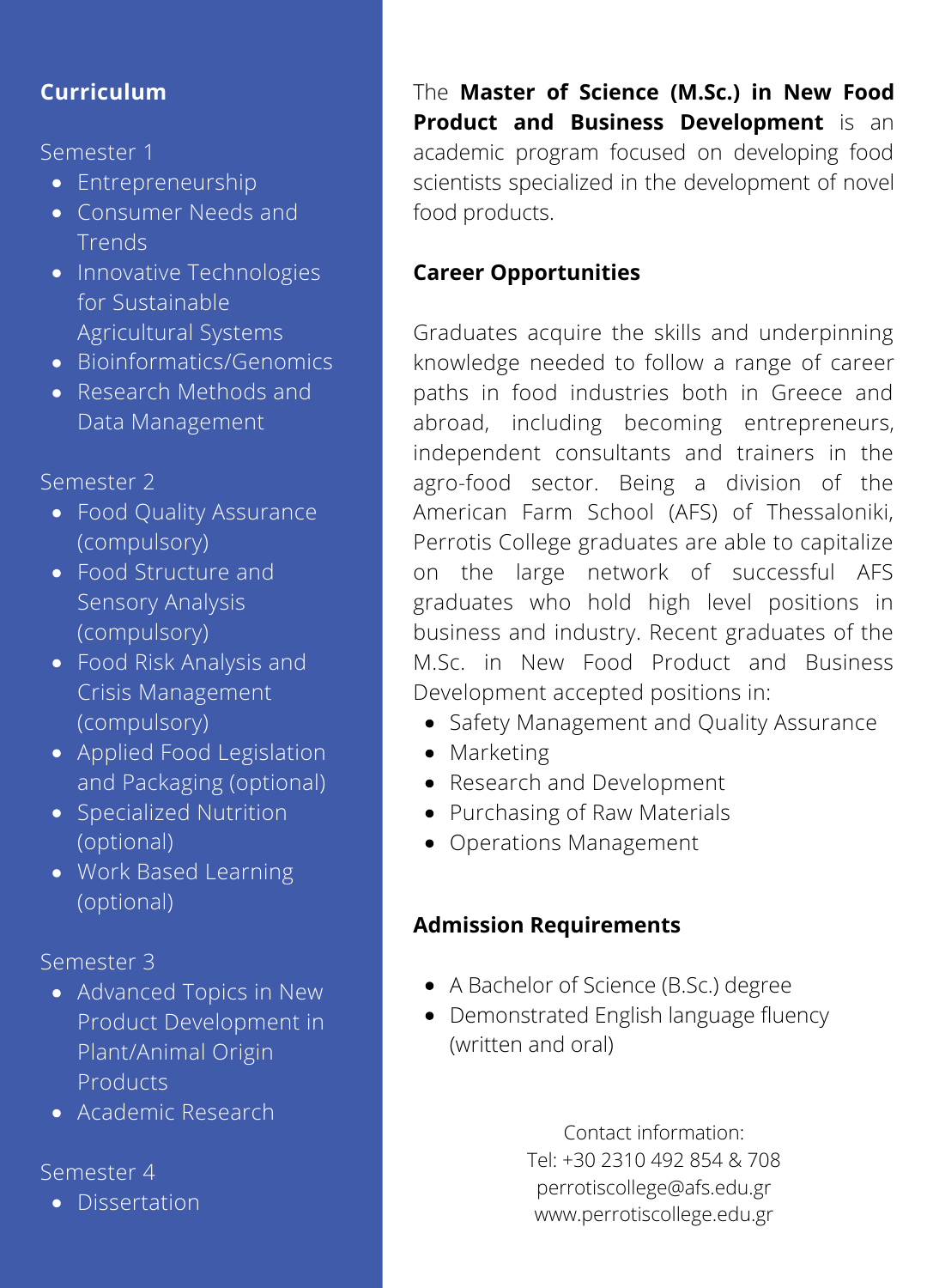## Curriculum

Semester 1

- Entrepreneurship
- Consumer Needs and Trends
- Innovative Technologies for Sustainable Agricultural Systems
- Bioinformatics/Genomics
- Research Methods and Data Management

Semester 2

- Food Quality Assurance (compulsory)
- Food Structure and Sensory Analysis (compulsory)
- Food Risk Analysis and Crisis Management (compulsory)
- Applied Food Legislation and Packaging (optional)
- Specialized Nutrition (optional)
- Work Based Learning (optional)

Semester 3

- Advanced Topics in New Product Development in Plant/Animal Origin Products
- Academic Research

Semester 4

- Dissertation

The **Master of Science (M.Sc.) in New Food Product and Business Development** is an academic program focused on developing food scientists specialized in the development of novel food products.

## Career Opportunities

Graduates acquire the skills and underpinning knowledge needed to follow a range of career paths in food industries both in Greece and abroad, including becoming entrepreneurs, independent consultants and trainers in the agro-food sector. Being a division of the American Farm School (AFS) of Thessaloniki, Perrotis College graduates are able to capitalize on the large network of successful AFS graduates who hold high level positions in business and industry. Recent graduates of the M.Sc. in New Food Product and Business Development accepted positions in:

- Safety Management and Quality Assurance
- Marketing
- Research and Development
- Purchasing of Raw Materials
- Operations Management

## Admission Requirements

- A Bachelor of Science (B.Sc.) degree
- Demonstrated English language fluency (written and oral)

Contact information:
Tel: +30 2310 492 854 & 708
perrotiscollege@afs.edu.gr
www.perrotiscollege.edu.gr